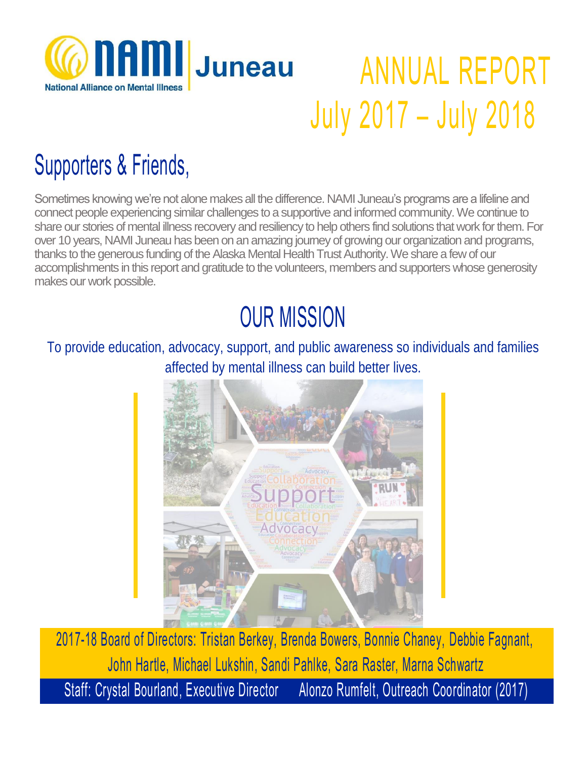NAMI Juneau
National Alliance on Mental Illness

# ANNUAL REPORT July 2017 – July 2018

## Supporters & Friends,

Sometimes knowing we're not alone makes all the difference. NAMI Juneau's programs are a lifeline and connect people experiencing similar challenges to a supportive and informed community. We continue to share our stories of mental illness recovery and resiliency to help others find solutions that work for them. For over 10 years, NAMI Juneau has been on an amazing journey of growing our organization and programs, thanks to the generous funding of the Alaska Mental Health Trust Authority. We share a few of our accomplishments in this report and gratitude to the volunteers, members and supporters whose generosity makes our work possible.

## OUR MISSION

To provide education, advocacy, support, and public awareness so individuals and families affected by mental illness can build better lives.

2017-18 Board of Directors: Tristan Berkey, Brenda Bowers, Bonnie Chaney, Debbie Fagnant, John Hartle, Michael Lukshin, Sandi Pahlke, Sara Raster, Marna Schwartz

Staff: Crystal Bourland, Executive Director Alonzo Rumfelt, Outreach Coordinator (2017)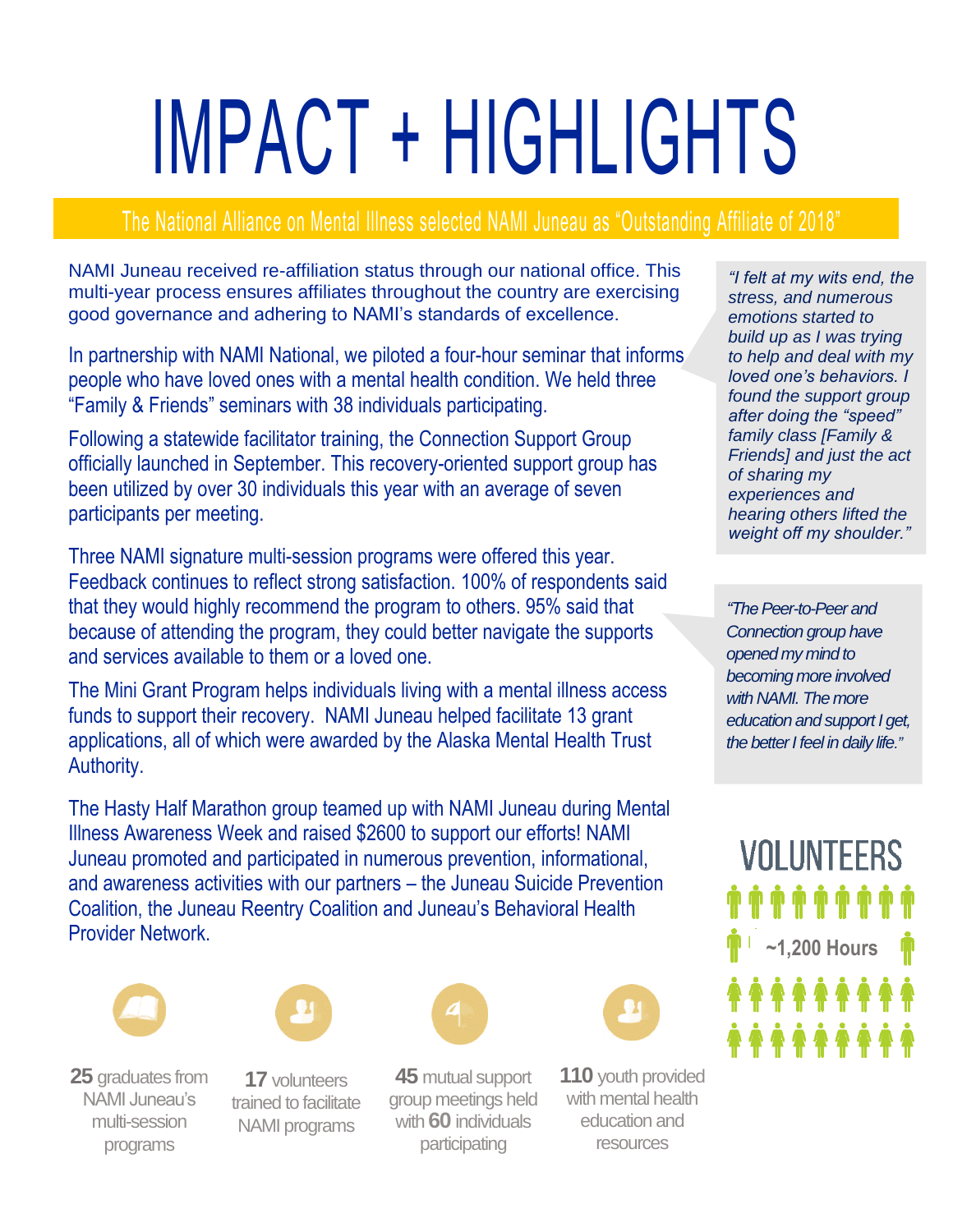# IMPACT + HIGHLIGHTS

**The National Alliance on Mental Illness selected NAMI Juneau as "Outstanding Affiliate of 2018"**

NAMI Juneau received re-affiliation status through our national office. This multi-year process ensures affiliates throughout the country are exercising good governance and adhering to NAMI's standards of excellence.

In partnership with NAMI National, we piloted a four-hour seminar that informs people who have loved ones with a mental health condition. We held three "Family & Friends" seminars with 38 individuals participating.

Following a statewide facilitator training, the Connection Support Group officially launched in September. This recovery-oriented support group has been utilized by over 30 individuals this year with an average of seven participants per meeting.

Three NAMI signature multi-session programs were offered this year. Feedback continues to reflect strong satisfaction. 100% of respondents said that they would highly recommend the program to others. 95% said that because of attending the program, they could better navigate the supports and services available to them or a loved one.

The Mini Grant Program helps individuals living with a mental illness access funds to support their recovery. NAMI Juneau helped facilitate 13 grant applications, all of which were awarded by the Alaska Mental Health Trust Authority.

The Hasty Half Marathon group teamed up with NAMI Juneau during Mental Illness Awareness Week and raised $2600 to support our efforts! NAMI Juneau promoted and participated in numerous prevention, informational, and awareness activities with our partners – the Juneau Suicide Prevention Coalition, the Juneau Reentry Coalition and Juneau's Behavioral Health Provider Network.

*"I felt at my wits end, the stress, and numerous emotions started to build up as I was trying to help and deal with my loved one's behaviors. I found the support group after doing the "speed" family class [Family & Friends] and just the act of sharing my experiences and hearing others lifted the weight off my shoulder."*

*"The Peer-to-Peer and Connection group have opened my mind to becoming more involved with NAMI. The more education and support I get, the better I feel in daily life."*

## VOLUNTEERS

~1,200 Hours

**25** graduates from NAMI Juneau's multi-session programs

**17** volunteers trained to facilitate NAMI programs

**45** mutual support group meetings held with **60** individuals participating

**110** youth provided with mental health education and resources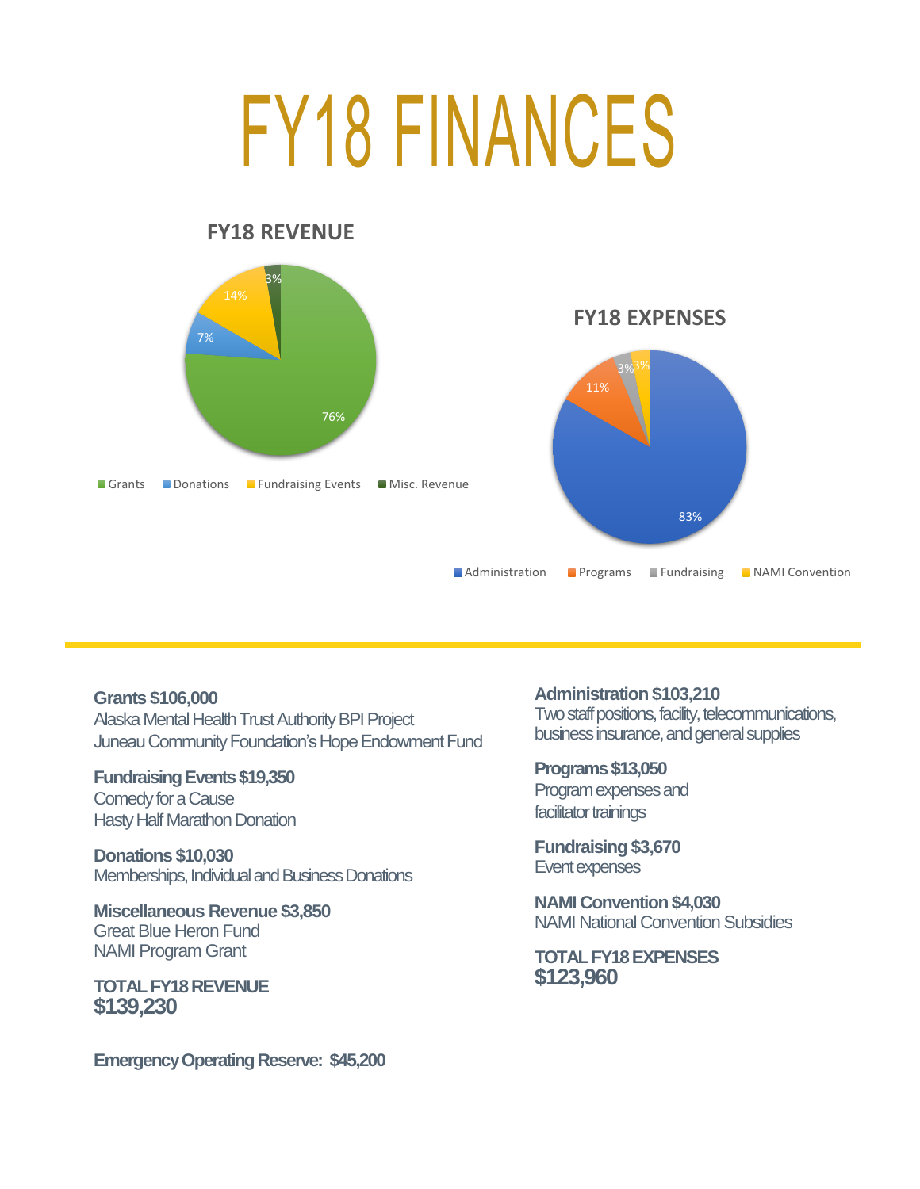# FY18 FINANCES

## FY18 REVENUE

- Grants: 76%
- Donations: 7%
- Fundraising Events: 14%
- Misc. Revenue: 3%

## FY18 EXPENSES

- Administration: 83%
- Programs: 11%
- Fundraising: 3%
- NAMI Convention: 3%

---

**Grants $106,000**
Alaska Mental Health Trust Authority BPI Project
Juneau Community Foundation's Hope Endowment Fund

**Fundraising Events $19,350**
Comedy for a Cause
Hasty Half Marathon Donation

**Donations $10,030**
Memberships, Individual and Business Donations

**Miscellaneous Revenue $3,850**
Great Blue Heron Fund
NAMI Program Grant

**TOTAL FY18 REVENUE**
**$139,230**

**Emergency Operating Reserve: $45,200**

**Administration $103,210**
Two staff positions, facility, telecommunications, business insurance, and general supplies

**Programs $13,050**
Program expenses and facilitator trainings

**Fundraising $3,670**
Event expenses

**NAMI Convention $4,030**
NAMI National Convention Subsidies

**TOTAL FY18 EXPENSES**
**$123,960**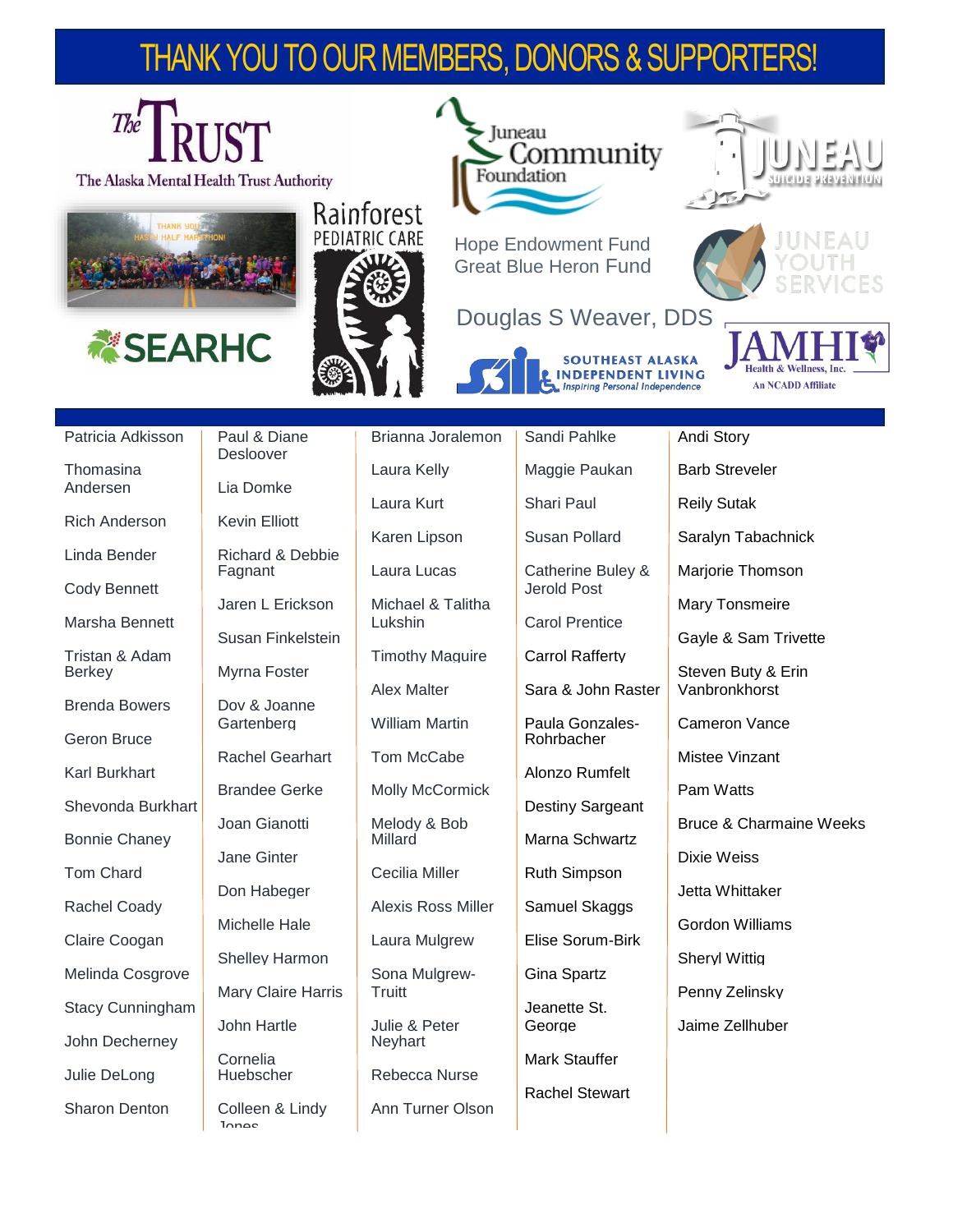# THANK YOU TO OUR MEMBERS, DONORS & SUPPORTERS!

The Trust – The Alaska Mental Health Trust Authority

Juneau Community Foundation

Juneau Suicide Prevention

Rainforest Pediatric Care

Hope Endowment Fund
Great Blue Heron Fund

Juneau Youth Services

SEARHC

Douglas S Weaver, DDS

Southeast Alaska Independent Living – Inspiring Personal Independence

JAMHI Health & Wellness, Inc. – An NCADD Affiliate

Patricia Adkisson
Thomasina Andersen
Rich Anderson
Linda Bender
Cody Bennett
Marsha Bennett
Tristan & Adam Berkey
Brenda Bowers
Geron Bruce
Karl Burkhart
Shevonda Burkhart
Bonnie Chaney
Tom Chard
Rachel Coady
Claire Coogan
Melinda Cosgrove
Stacy Cunningham
John Decherney
Julie DeLong
Sharon Denton

Paul & Diane Desloover
Lia Domke
Kevin Elliott
Richard & Debbie Fagnant
Jaren L Erickson
Susan Finkelstein
Myrna Foster
Dov & Joanne Gartenberg
Rachel Gearhart
Brandee Gerke
Joan Gianotti
Jane Ginter
Don Habeger
Michelle Hale
Shelley Harmon
Mary Claire Harris
John Hartle
Cornelia Huebscher
Colleen & Lindy Jones

Brianna Joralemon
Laura Kelly
Laura Kurt
Karen Lipson
Laura Lucas
Michael & Talitha Lukshin
Timothy Maguire
Alex Malter
William Martin
Tom McCabe
Molly McCormick
Melody & Bob Millard
Cecilia Miller
Alexis Ross Miller
Laura Mulgrew
Sona Mulgrew-Truitt
Julie & Peter Neyhart
Rebecca Nurse
Ann Turner Olson

Sandi Pahlke
Maggie Paukan
Shari Paul
Susan Pollard
Catherine Buley & Jerold Post
Carol Prentice
Carrol Rafferty
Sara & John Raster
Paula Gonzales-Rohrbacher
Alonzo Rumfelt
Destiny Sargeant
Marna Schwartz
Ruth Simpson
Samuel Skaggs
Elise Sorum-Birk
Gina Spartz
Jeanette St. George
Mark Stauffer
Rachel Stewart

Andi Story
Barb Streveler
Reily Sutak
Saralyn Tabachnick
Marjorie Thomson
Mary Tonsmeire
Gayle & Sam Trivette
Steven Buty & Erin Vanbronkhorst
Cameron Vance
Mistee Vinzant
Pam Watts
Bruce & Charmaine Weeks
Dixie Weiss
Jetta Whittaker
Gordon Williams
Sheryl Wittig
Penny Zelinsky
Jaime Zellhuber